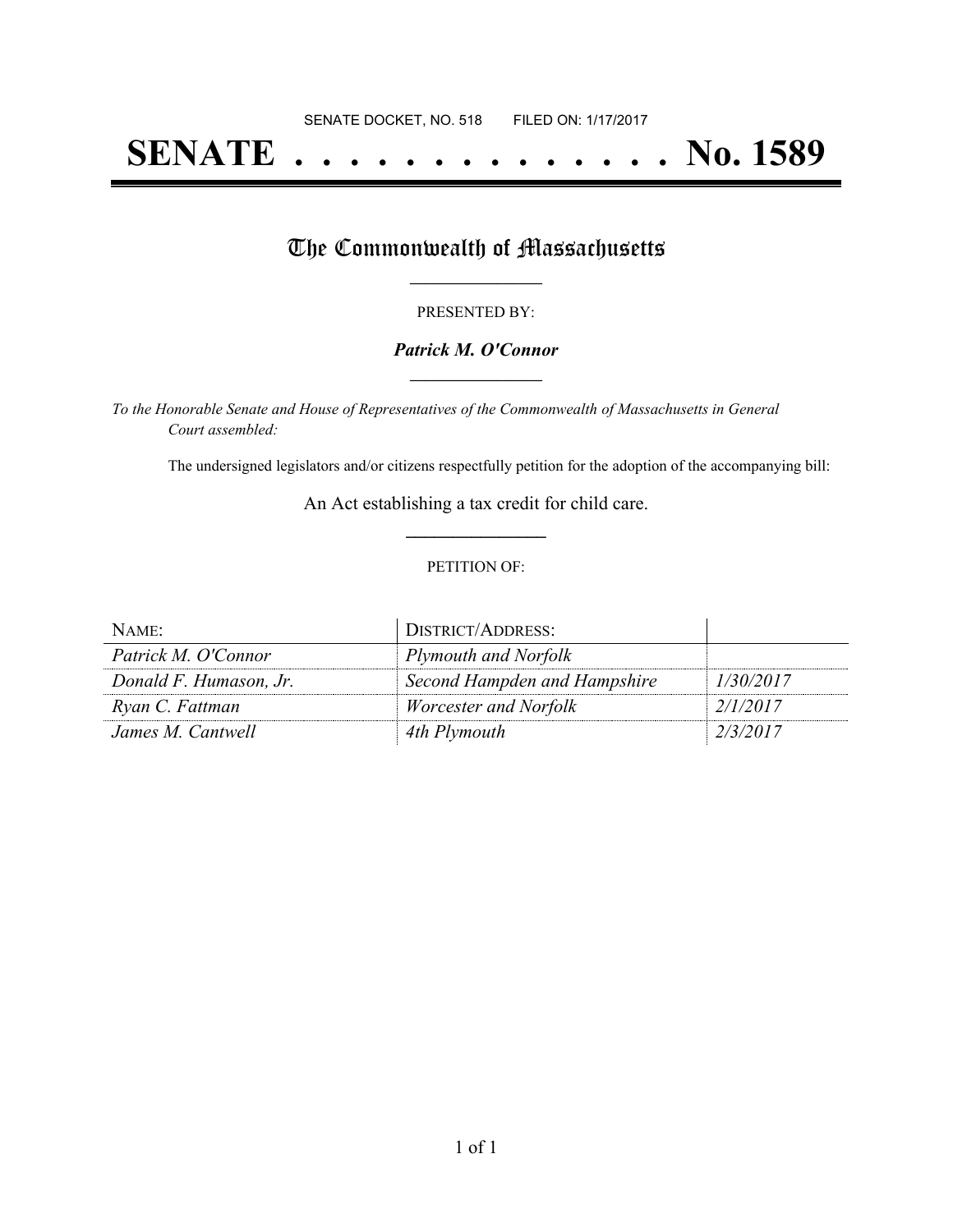SENATE DOCKET, NO. 518        FILED ON: 1/17/2017

# SENATE . . . . . . . . . . . . . . No. 1589

## The Commonwealth of Massachusetts

PRESENTED BY:

***Patrick M. O'Connor***

*To the Honorable Senate and House of Representatives of the Commonwealth of Massachusetts in General Court assembled:*

The undersigned legislators and/or citizens respectfully petition for the adoption of the accompanying bill:

An Act establishing a tax credit for child care.

PETITION OF:

| NAME: | DISTRICT/ADDRESS: | |
|---|---|---|
| *Patrick M. O'Connor* | *Plymouth and Norfolk* | |
| *Donald F. Humason, Jr.* | *Second Hampden and Hampshire* | *1/30/2017* |
| *Ryan C. Fattman* | *Worcester and Norfolk* | *2/1/2017* |
| *James M. Cantwell* | *4th Plymouth* | *2/3/2017* |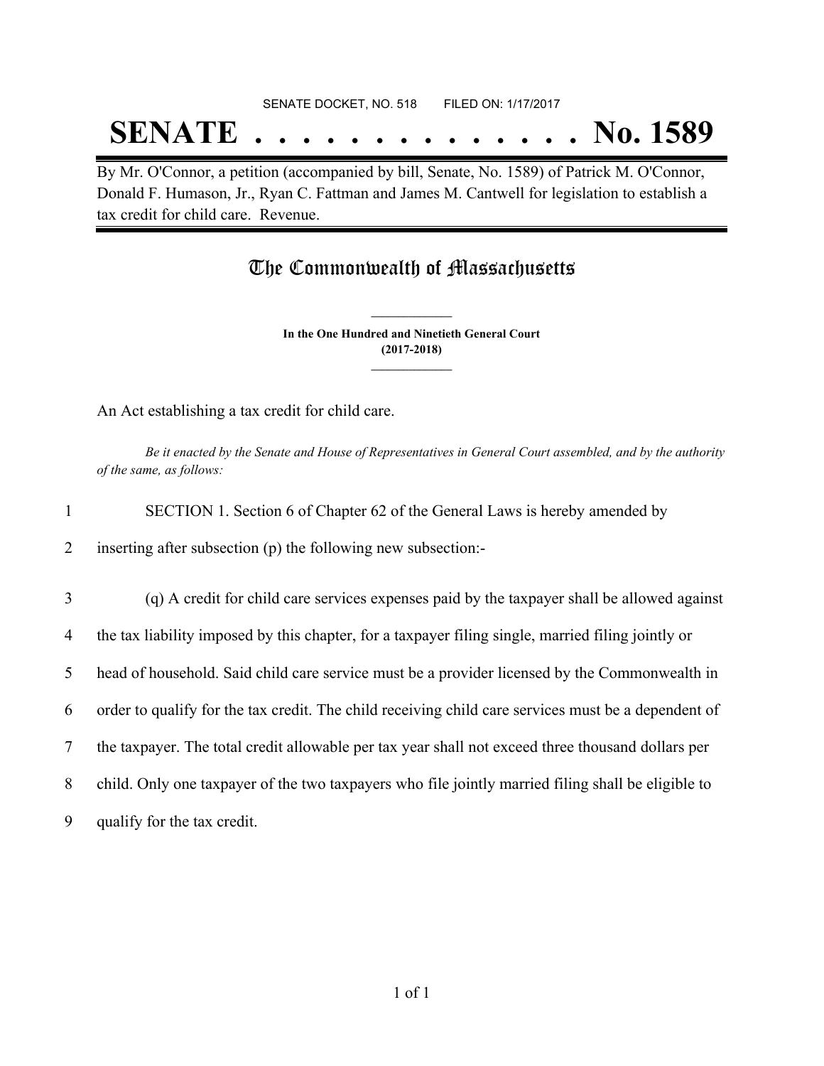SENATE DOCKET, NO. 518        FILED ON: 1/17/2017

# SENATE . . . . . . . . . . . . . . No. 1589

By Mr. O'Connor, a petition (accompanied by bill, Senate, No. 1589) of Patrick M. O'Connor, Donald F. Humason, Jr., Ryan C. Fattman and James M. Cantwell for legislation to establish a tax credit for child care. Revenue.

## The Commonwealth of Massachusetts

**In the One Hundred and Ninetieth General Court**
**(2017-2018)**

An Act establishing a tax credit for child care.

*Be it enacted by the Senate and House of Representatives in General Court assembled, and by the authority of the same, as follows:*

1 SECTION 1. Section 6 of Chapter 62 of the General Laws is hereby amended by
2 inserting after subsection (p) the following new subsection:-

3 (q) A credit for child care services expenses paid by the taxpayer shall be allowed against
4 the tax liability imposed by this chapter, for a taxpayer filing single, married filing jointly or
5 head of household. Said child care service must be a provider licensed by the Commonwealth in
6 order to qualify for the tax credit. The child receiving child care services must be a dependent of
7 the taxpayer. The total credit allowable per tax year shall not exceed three thousand dollars per
8 child. Only one taxpayer of the two taxpayers who file jointly married filing shall be eligible to
9 qualify for the tax credit.